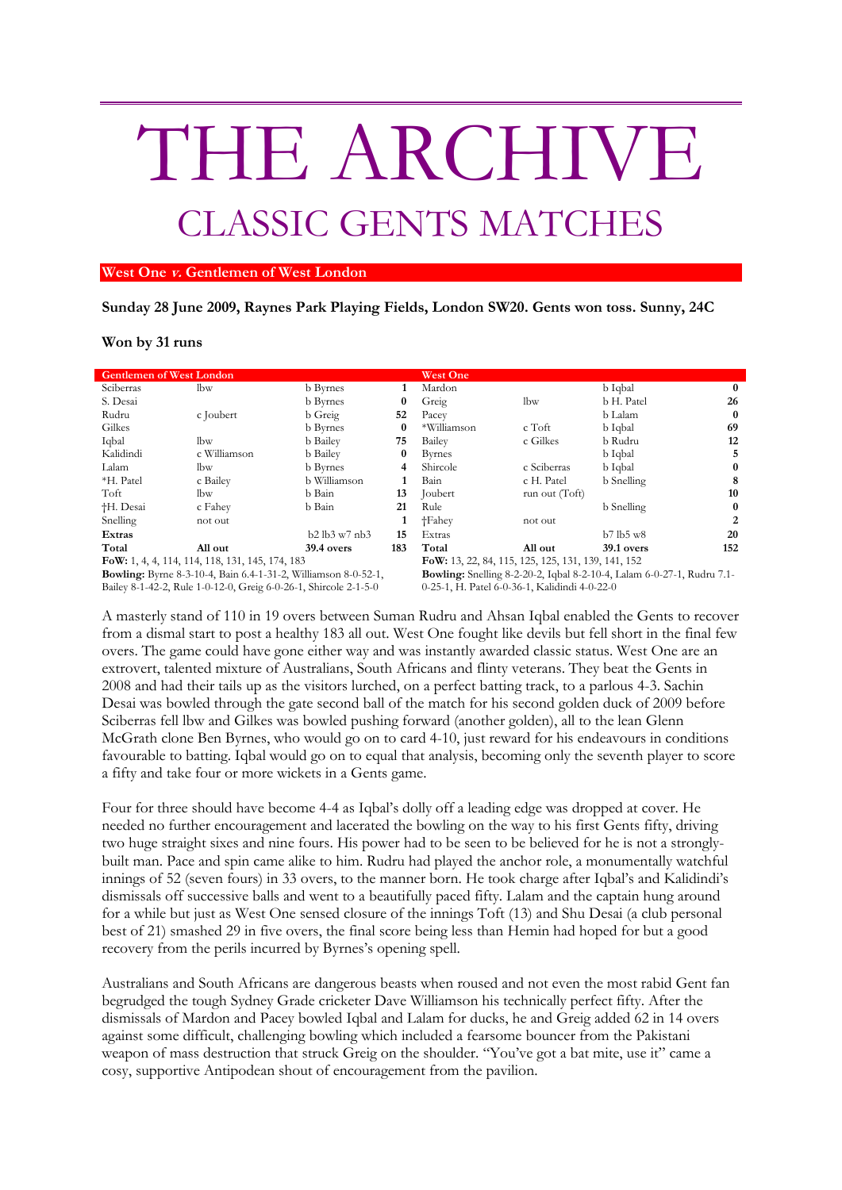# THE ARCHIVE

## CLASSIC GENTS MATCHES

**West One *v.* Gentlemen of West London**

**Sunday 28 June 2009, Raynes Park Playing Fields, London SW20. Gents won toss. Sunny, 24C**

**Won by 31 runs**

| Gentlemen of West London | | | |
|---|---|---|---|
| Sciberras | lbw | b Byrnes | 1 |
| S. Desai | | b Byrnes | 0 |
| Rudru | c Joubert | b Greig | 52 |
| Gilkes | | b Byrnes | 0 |
| Iqbal | lbw | b Bailey | 75 |
| Kalidindi | c Williamson | b Bailey | 0 |
| Lalam | lbw | b Byrnes | 4 |
| *H. Patel | c Bailey | b Williamson | 1 |
| Toft | lbw | b Bain | 13 |
| †H. Desai | c Fahey | b Bain | 21 |
| Snelling | not out | | 1 |
| **Extras** | | b2 lb3 w7 nb3 | 15 |
| **Total** | **All out** | **39.4 overs** | **183** |

**FoW:** 1, 4, 4, 114, 114, 118, 131, 145, 174, 183

**Bowling:** Byrne 8-3-10-4, Bain 6.4-1-31-2, Williamson 8-0-52-1, Bailey 8-1-42-2, Rule 1-0-12-0, Greig 6-0-26-1, Shircole 2-1-5-0

| West One | | | |
|---|---|---|---|
| Mardon | | b Iqbal | 0 |
| Greig | lbw | b H. Patel | 26 |
| Pacey | | b Lalam | 0 |
| *Williamson | c Toft | b Iqbal | 69 |
| Bailey | c Gilkes | b Rudru | 12 |
| Byrnes | | b Iqbal | 5 |
| Shircole | c Sciberras | b Iqbal | 0 |
| Bain | c H. Patel | b Snelling | 8 |
| Joubert | run out (Toft) | | 10 |
| Rule | | b Snelling | 0 |
| †Fahey | not out | | 2 |
| Extras | | b7 lb5 w8 | 20 |
| **Total** | **All out** | **39.1 overs** | **152** |

**FoW:** 13, 22, 84, 115, 125, 125, 131, 139, 141, 152

**Bowling:** Snelling 8-2-20-2, Iqbal 8-2-10-4, Lalam 6-0-27-1, Rudru 7.1-0-25-1, H. Patel 6-0-36-1, Kalidindi 4-0-22-0

A masterly stand of 110 in 19 overs between Suman Rudru and Ahsan Iqbal enabled the Gents to recover from a dismal start to post a healthy 183 all out. West One fought like devils but fell short in the final few overs. The game could have gone either way and was instantly awarded classic status. West One are an extrovert, talented mixture of Australians, South Africans and flinty veterans. They beat the Gents in 2008 and had their tails up as the visitors lurched, on a perfect batting track, to a parlous 4-3. Sachin Desai was bowled through the gate second ball of the match for his second golden duck of 2009 before Sciberras fell lbw and Gilkes was bowled pushing forward (another golden), all to the lean Glenn McGrath clone Ben Byrnes, who would go on to card 4-10, just reward for his endeavours in conditions favourable to batting. Iqbal would go on to equal that analysis, becoming only the seventh player to score a fifty and take four or more wickets in a Gents game.

Four for three should have become 4-4 as Iqbal's dolly off a leading edge was dropped at cover. He needed no further encouragement and lacerated the bowling on the way to his first Gents fifty, driving two huge straight sixes and nine fours. His power had to be seen to be believed for he is not a strongly-built man. Pace and spin came alike to him. Rudru had played the anchor role, a monumentally watchful innings of 52 (seven fours) in 33 overs, to the manner born. He took charge after Iqbal's and Kalidindi's dismissals off successive balls and went to a beautifully paced fifty. Lalam and the captain hung around for a while but just as West One sensed closure of the innings Toft (13) and Shu Desai (a club personal best of 21) smashed 29 in five overs, the final score being less than Hemin had hoped for but a good recovery from the perils incurred by Byrnes's opening spell.

Australians and South Africans are dangerous beasts when roused and not even the most rabid Gent fan begrudged the tough Sydney Grade cricketer Dave Williamson his technically perfect fifty. After the dismissals of Mardon and Pacey bowled Iqbal and Lalam for ducks, he and Greig added 62 in 14 overs against some difficult, challenging bowling which included a fearsome bouncer from the Pakistani weapon of mass destruction that struck Greig on the shoulder. "You've got a bat mite, use it" came a cosy, supportive Antipodean shout of encouragement from the pavilion.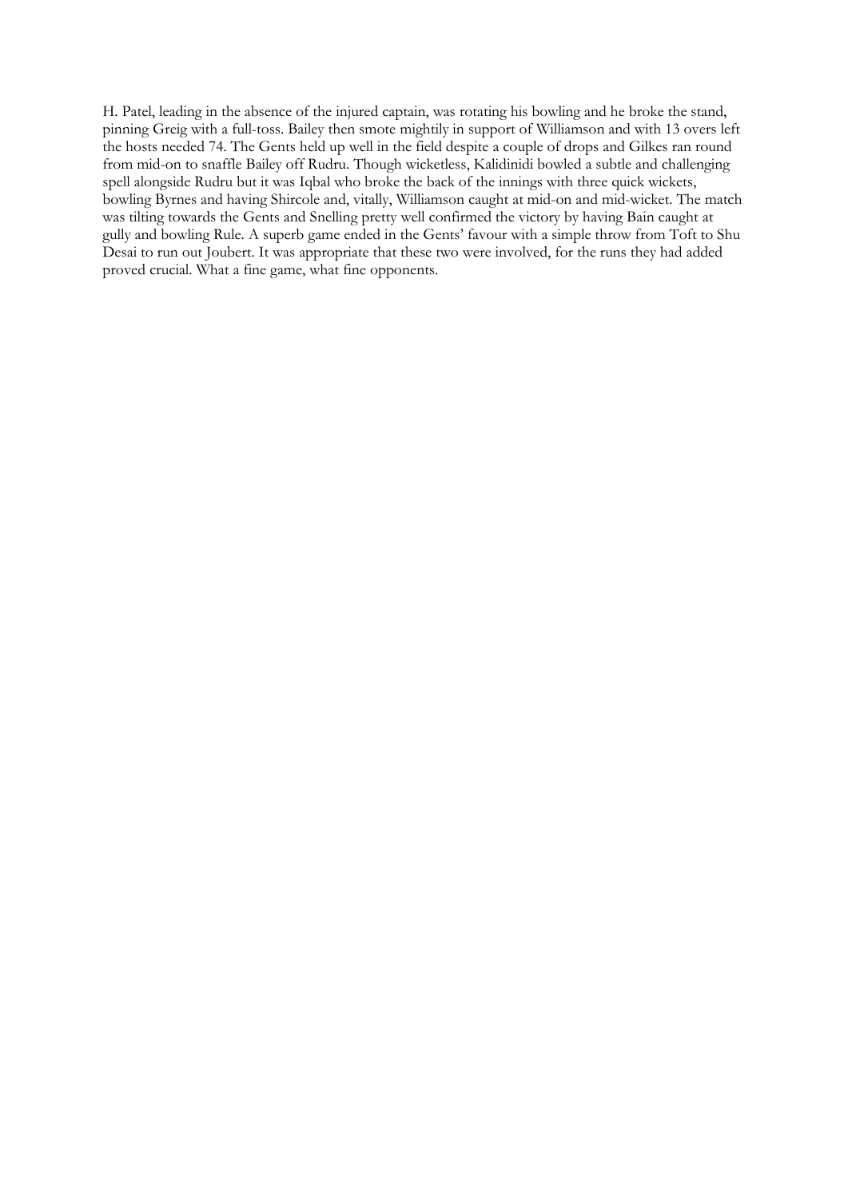H. Patel, leading in the absence of the injured captain, was rotating his bowling and he broke the stand, pinning Greig with a full-toss. Bailey then smote mightily in support of Williamson and with 13 overs left the hosts needed 74. The Gents held up well in the field despite a couple of drops and Gilkes ran round from mid-on to snaffle Bailey off Rudru. Though wicketless, Kalidinidi bowled a subtle and challenging spell alongside Rudru but it was Iqbal who broke the back of the innings with three quick wickets, bowling Byrnes and having Shircole and, vitally, Williamson caught at mid-on and mid-wicket. The match was tilting towards the Gents and Snelling pretty well confirmed the victory by having Bain caught at gully and bowling Rule. A superb game ended in the Gents' favour with a simple throw from Toft to Shu Desai to run out Joubert. It was appropriate that these two were involved, for the runs they had added proved crucial. What a fine game, what fine opponents.